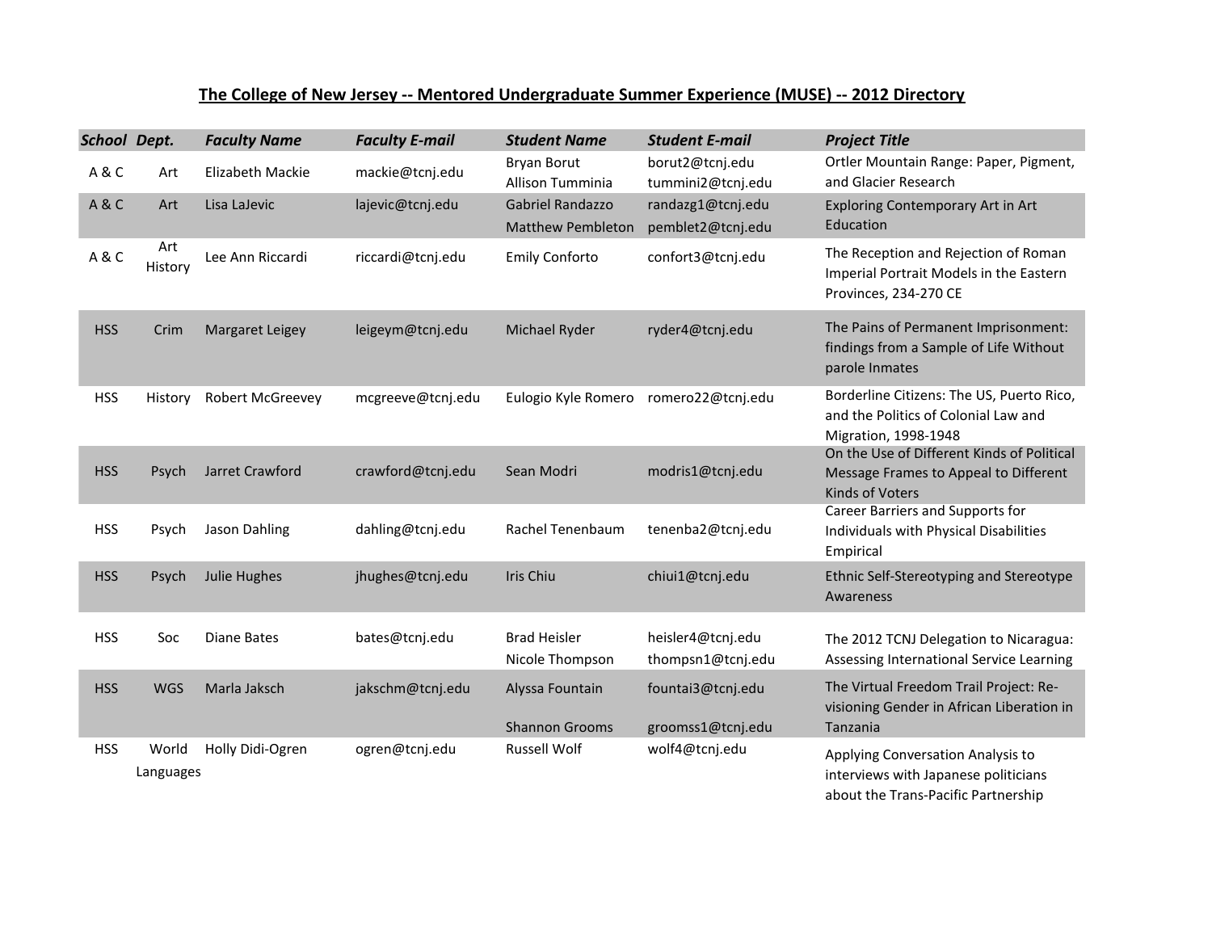# The College of New Jersey -- Mentored Undergraduate Summer Experience (MUSE) -- 2012 Directory

| *School* | *Dept.* | *Faculty Name* | *Faculty E-mail* | *Student Name* | *Student E-mail* | *Project Title* |
|---|---|---|---|---|---|---|
| A & C | Art | Elizabeth Mackie | mackie@tcnj.edu | Bryan Borut<br>Allison Tumminia | borut2@tcnj.edu<br>tummini2@tcnj.edu | Ortler Mountain Range: Paper, Pigment, and Glacier Research |
| A & C | Art | Lisa LaJevic | lajevic@tcnj.edu | Gabriel Randazzo<br>Matthew Pembleton | randazg1@tcnj.edu<br>pemblet2@tcnj.edu | Exploring Contemporary Art in Art Education |
| A & C | Art History | Lee Ann Riccardi | riccardi@tcnj.edu | Emily Conforto | confort3@tcnj.edu | The Reception and Rejection of Roman Imperial Portrait Models in the Eastern Provinces, 234-270 CE |
| HSS | Crim | Margaret Leigey | leigeym@tcnj.edu | Michael Ryder | ryder4@tcnj.edu | The Pains of Permanent Imprisonment: findings from a Sample of Life Without parole Inmates |
| HSS | History | Robert McGreevey | mcgreeve@tcnj.edu | Eulogio Kyle Romero | romero22@tcnj.edu | Borderline Citizens: The US, Puerto Rico, and the Politics of Colonial Law and Migration, 1998-1948 |
| HSS | Psych | Jarret Crawford | crawford@tcnj.edu | Sean Modri | modris1@tcnj.edu | On the Use of Different Kinds of Political Message Frames to Appeal to Different Kinds of Voters |
| HSS | Psych | Jason Dahling | dahling@tcnj.edu | Rachel Tenenbaum | tenenba2@tcnj.edu | Career Barriers and Supports for Individuals with Physical Disabilities Empirical |
| HSS | Psych | Julie Hughes | jhughes@tcnj.edu | Iris Chiu | chiui1@tcnj.edu | Ethnic Self-Stereotyping and Stereotype Awareness |
| HSS | Soc | Diane Bates | bates@tcnj.edu | Brad Heisler<br>Nicole Thompson | heisler4@tcnj.edu<br>thompsn1@tcnj.edu | The 2012 TCNJ Delegation to Nicaragua: Assessing International Service Learning |
| HSS | WGS | Marla Jaksch | jakschm@tcnj.edu | Alyssa Fountain<br>Shannon Grooms | fountai3@tcnj.edu<br>groomss1@tcnj.edu | The Virtual Freedom Trail Project: Re-visioning Gender in African Liberation in Tanzania |
| HSS | World Languages | Holly Didi-Ogren | ogren@tcnj.edu | Russell Wolf | wolf4@tcnj.edu | Applying Conversation Analysis to interviews with Japanese politicians about the Trans-Pacific Partnership |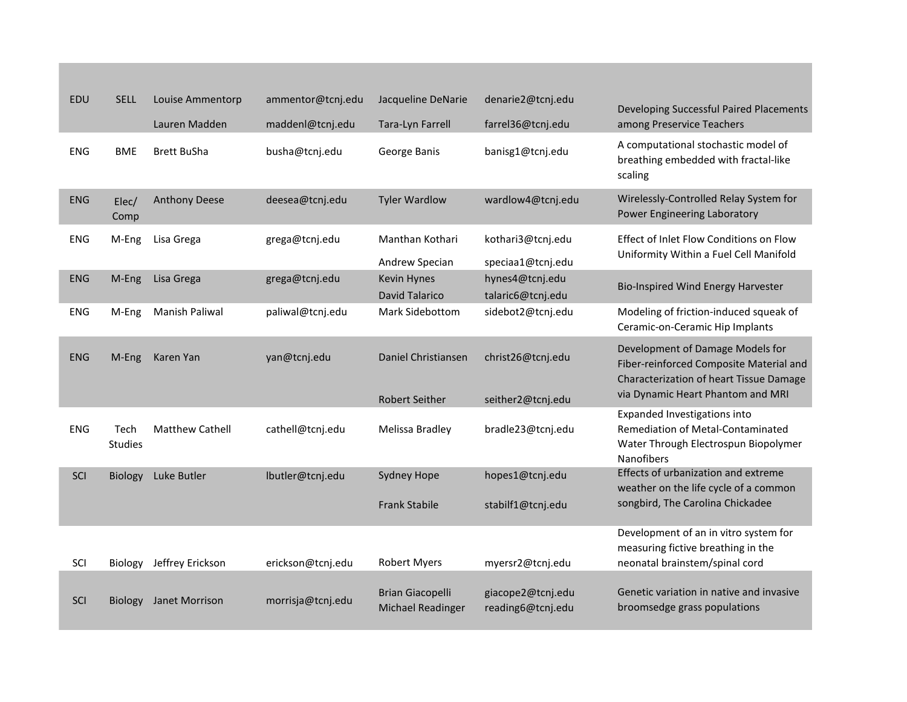| | | | | | | |
|---|---|---|---|---|---|---|
| EDU | SELL | Louise Ammentorp<br>Lauren Madden | ammentor@tcnj.edu<br>maddenl@tcnj.edu | Jacqueline DeNarie<br>Tara-Lyn Farrell | denarie2@tcnj.edu<br>farrel36@tcnj.edu | Developing Successful Paired Placements among Preservice Teachers |
| ENG | BME | Brett BuSha | busha@tcnj.edu | George Banis | banisg1@tcnj.edu | A computational stochastic model of breathing embedded with fractal-like scaling |
| ENG | Elec/ Comp | Anthony Deese | deesea@tcnj.edu | Tyler Wardlow | wardlow4@tcnj.edu | Wirelessly-Controlled Relay System for Power Engineering Laboratory |
| ENG | M-Eng | Lisa Grega | grega@tcnj.edu | Manthan Kothari<br>Andrew Specian | kothari3@tcnj.edu<br>speciaa1@tcnj.edu | Effect of Inlet Flow Conditions on Flow Uniformity Within a Fuel Cell Manifold |
| ENG | M-Eng | Lisa Grega | grega@tcnj.edu | Kevin Hynes<br>David Talarico | hynes4@tcnj.edu<br>talaric6@tcnj.edu | Bio-Inspired Wind Energy Harvester |
| ENG | M-Eng | Manish Paliwal | paliwal@tcnj.edu | Mark Sidebottom | sidebot2@tcnj.edu | Modeling of friction-induced squeak of Ceramic-on-Ceramic Hip Implants |
| ENG | M-Eng | Karen Yan | yan@tcnj.edu | Daniel Christiansen<br>Robert Seither | christ26@tcnj.edu<br>seither2@tcnj.edu | Development of Damage Models for Fiber-reinforced Composite Material and Characterization of heart Tissue Damage via Dynamic Heart Phantom and MRI |
| ENG | Tech Studies | Matthew Cathell | cathell@tcnj.edu | Melissa Bradley | bradle23@tcnj.edu | Expanded Investigations into Remediation of Metal-Contaminated Water Through Electrospun Biopolymer Nanofibers |
| SCI | Biology | Luke Butler | lbutler@tcnj.edu | Sydney Hope<br>Frank Stabile | hopes1@tcnj.edu<br>stabilf1@tcnj.edu | Effects of urbanization and extreme weather on the life cycle of a common songbird, The Carolina Chickadee |
| SCI | Biology | Jeffrey Erickson | erickson@tcnj.edu | Robert Myers | myersr2@tcnj.edu | Development of an in vitro system for measuring fictive breathing in the neonatal brainstem/spinal cord |
| SCI | Biology | Janet Morrison | morrisja@tcnj.edu | Brian Giacopelli<br>Michael Readinger | giacope2@tcnj.edu<br>reading6@tcnj.edu | Genetic variation in native and invasive broomsedge grass populations |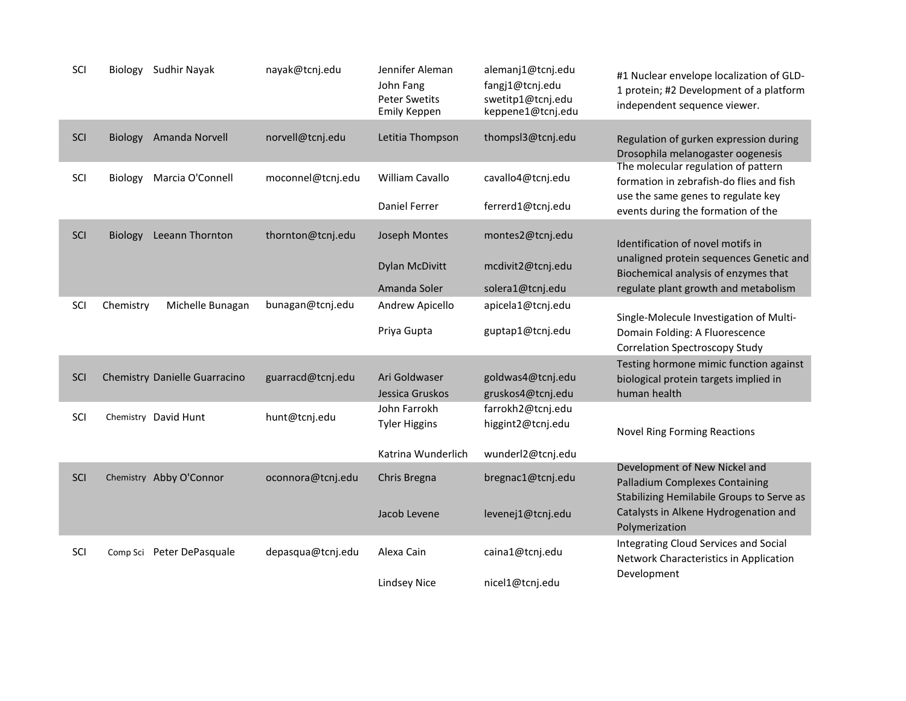| | | | | | | |
|---|---|---|---|---|---|---|
| SCI | Biology | Sudhir Nayak | nayak@tcnj.edu | Jennifer Aleman<br>John Fang<br>Peter Swetits<br>Emily Keppen | alemanj1@tcnj.edu<br>fangj1@tcnj.edu<br>swetitp1@tcnj.edu<br>keppene1@tcnj.edu | #1 Nuclear envelope localization of GLD-1 protein; #2 Development of a platform independent sequence viewer. |
| SCI | Biology | Amanda Norvell | norvell@tcnj.edu | Letitia Thompson | thompsl3@tcnj.edu | Regulation of gurken expression during Drosophila melanogaster oogenesis |
| SCI | Biology | Marcia O'Connell | moconnel@tcnj.edu | William Cavallo<br>Daniel Ferrer | cavallo4@tcnj.edu<br>ferrerd1@tcnj.edu | The molecular regulation of pattern formation in zebrafish-do flies and fish use the same genes to regulate key events during the formation of the |
| SCI | Biology | Leeann Thornton | thornton@tcnj.edu | Joseph Montes<br>Dylan McDivitt<br>Amanda Soler | montes2@tcnj.edu<br>mcdivit2@tcnj.edu<br>solera1@tcnj.edu | Identification of novel motifs in unaligned protein sequences Genetic and Biochemical analysis of enzymes that regulate plant growth and metabolism |
| SCI | Chemistry | Michelle Bunagan | bunagan@tcnj.edu | Andrew Apicello<br>Priya Gupta | apicela1@tcnj.edu<br>guptap1@tcnj.edu | Single-Molecule Investigation of Multi-Domain Folding: A Fluorescence Correlation Spectroscopy Study |
| SCI | Chemistry | Danielle Guarracino | guarracd@tcnj.edu | Ari Goldwaser<br>Jessica Gruskos | goldwas4@tcnj.edu<br>gruskos4@tcnj.edu | Testing hormone mimic function against biological protein targets implied in human health |
| SCI | Chemistry | David Hunt | hunt@tcnj.edu | John Farrokh<br>Tyler Higgins<br>Katrina Wunderlich | farrokh2@tcnj.edu<br>higgint2@tcnj.edu<br>wunderl2@tcnj.edu | Novel Ring Forming Reactions |
| SCI | Chemistry | Abby O'Connor | oconnora@tcnj.edu | Chris Bregna<br>Jacob Levene | bregnac1@tcnj.edu<br>levenej1@tcnj.edu | Development of New Nickel and Palladium Complexes Containing Stabilizing Hemilabile Groups to Serve as Catalysts in Alkene Hydrogenation and Polymerization |
| SCI | Comp Sci | Peter DePasquale | depasqua@tcnj.edu | Alexa Cain<br>Lindsey Nice | caina1@tcnj.edu<br>nicel1@tcnj.edu | Integrating Cloud Services and Social Network Characteristics in Application Development |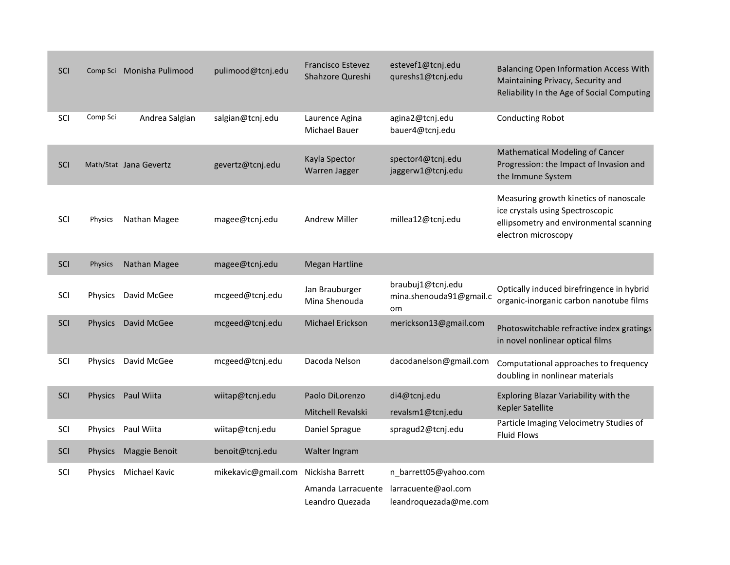| | | | | | | |
|---|---|---|---|---|---|---|
| SCI | Comp Sci | Monisha Pulimood | pulimood@tcnj.edu | Francisco Estevez<br>Shahzore Qureshi | estevef1@tcnj.edu<br>qureshs1@tcnj.edu | Balancing Open Information Access With Maintaining Privacy, Security and Reliability In the Age of Social Computing |
| SCI | Comp Sci | Andrea Salgian | salgian@tcnj.edu | Laurence Agina<br>Michael Bauer | agina2@tcnj.edu<br>bauer4@tcnj.edu | Conducting Robot |
| SCI | Math/Stat | Jana Gevertz | gevertz@tcnj.edu | Kayla Spector<br>Warren Jagger | spector4@tcnj.edu<br>jaggerw1@tcnj.edu | Mathematical Modeling of Cancer Progression: the Impact of Invasion and the Immune System |
| SCI | Physics | Nathan Magee | magee@tcnj.edu | Andrew Miller | millea12@tcnj.edu | Measuring growth kinetics of nanoscale ice crystals using Spectroscopic ellipsometry and environmental scanning electron microscopy |
| SCI | Physics | Nathan Magee | magee@tcnj.edu | Megan Hartline | | |
| SCI | Physics | David McGee | mcgeed@tcnj.edu | Jan Brauburger<br>Mina Shenouda | braubuj1@tcnj.edu<br>mina.shenouda91@gmail.com | Optically induced birefringence in hybrid organic-inorganic carbon nanotube films |
| SCI | Physics | David McGee | mcgeed@tcnj.edu | Michael Erickson | merickson13@gmail.com | Photoswitchable refractive index gratings in novel nonlinear optical films |
| SCI | Physics | David McGee | mcgeed@tcnj.edu | Dacoda Nelson | dacodanelson@gmail.com | Computational approaches to frequency doubling in nonlinear materials |
| SCI | Physics | Paul Wiita | wiitap@tcnj.edu | Paolo DiLorenzo<br>Mitchell Revalski | di4@tcnj.edu<br>revalsm1@tcnj.edu | Exploring Blazar Variability with the Kepler Satellite |
| SCI | Physics | Paul Wiita | wiitap@tcnj.edu | Daniel Sprague | spragud2@tcnj.edu | Particle Imaging Velocimetry Studies of Fluid Flows |
| SCI | Physics | Maggie Benoit | benoit@tcnj.edu | Walter Ingram | | |
| SCI | Physics | Michael Kavic | mikekavic@gmail.com | Nickisha Barrett<br>Amanda Larracuente<br>Leandro Quezada | n_barrett05@yahoo.com<br>larracuente@aol.com<br>leandroquezada@me.com | |